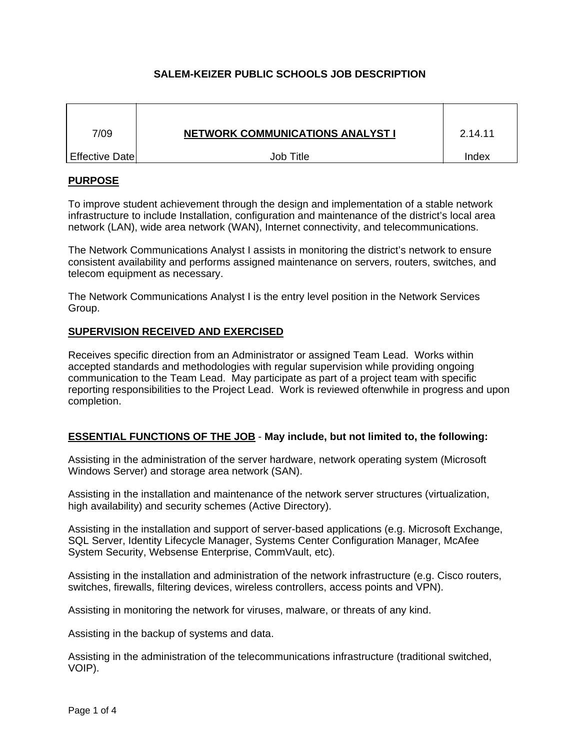# SALEM-KEIZER PUBLIC SCHOOLS JOB DESCRIPTION

| 7/09 | NETWORK COMMUNICATIONS ANALYST I | 2.14.11 |
|---|---|---|
| Effective Date | Job Title | Index |

## PURPOSE

To improve student achievement through the design and implementation of a stable network infrastructure to include Installation, configuration and maintenance of the district's local area network (LAN), wide area network (WAN), Internet connectivity, and telecommunications.

The Network Communications Analyst I assists in monitoring the district's network to ensure consistent availability and performs assigned maintenance on servers, routers, switches, and telecom equipment as necessary.

The Network Communications Analyst I is the entry level position in the Network Services Group.

## SUPERVISION RECEIVED AND EXERCISED

Receives specific direction from an Administrator or assigned Team Lead. Works within accepted standards and methodologies with regular supervision while providing ongoing communication to the Team Lead. May participate as part of a project team with specific reporting responsibilities to the Project Lead. Work is reviewed oftenwhile in progress and upon completion.

## ESSENTIAL FUNCTIONS OF THE JOB - **May include, but not limited to, the following:**

Assisting in the administration of the server hardware, network operating system (Microsoft Windows Server) and storage area network (SAN).

Assisting in the installation and maintenance of the network server structures (virtualization, high availability) and security schemes (Active Directory).

Assisting in the installation and support of server-based applications (e.g. Microsoft Exchange, SQL Server, Identity Lifecycle Manager, Systems Center Configuration Manager, McAfee System Security, Websense Enterprise, CommVault, etc).

Assisting in the installation and administration of the network infrastructure (e.g. Cisco routers, switches, firewalls, filtering devices, wireless controllers, access points and VPN).

Assisting in monitoring the network for viruses, malware, or threats of any kind.

Assisting in the backup of systems and data.

Assisting in the administration of the telecommunications infrastructure (traditional switched, VOIP).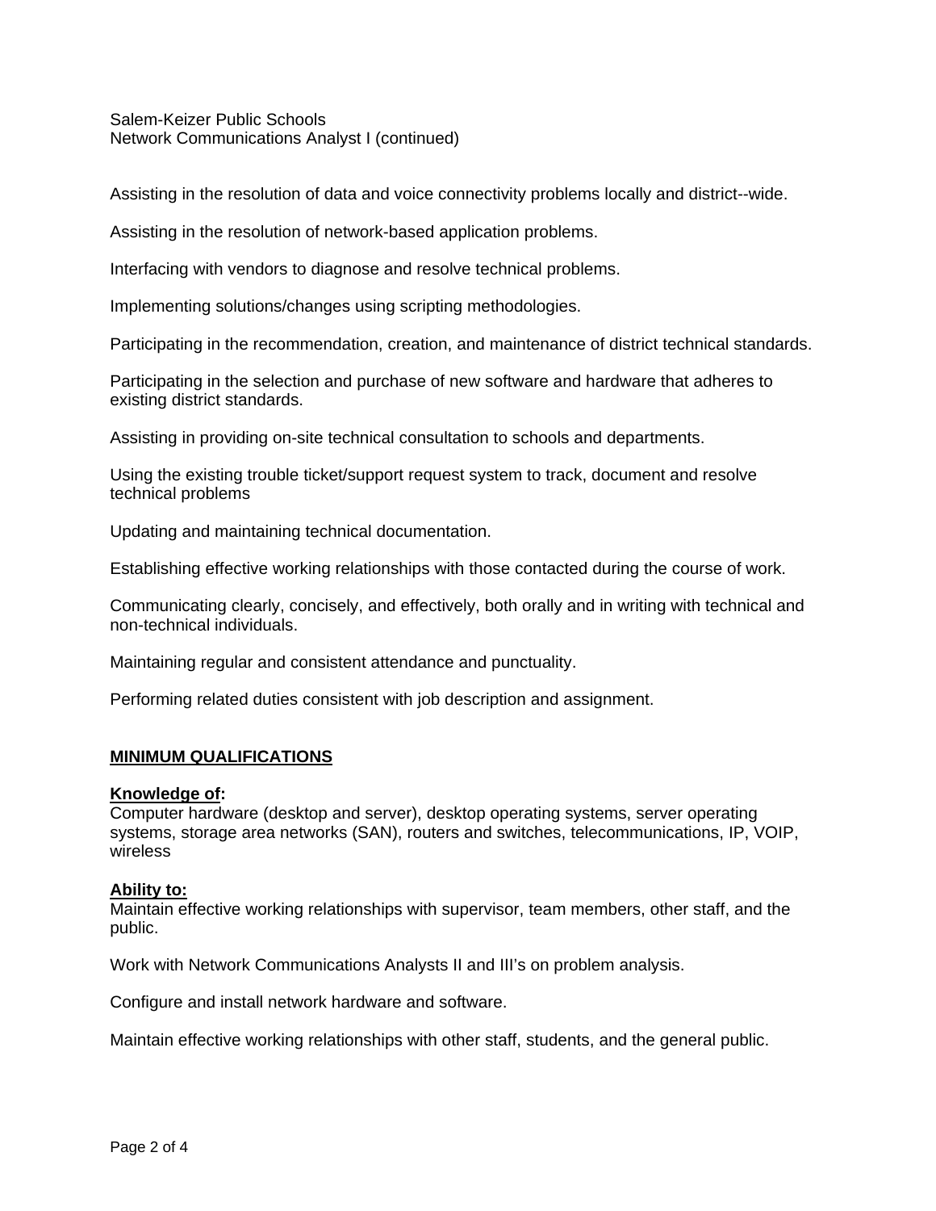Assisting in the resolution of data and voice connectivity problems locally and district--wide.

Assisting in the resolution of network-based application problems.

Interfacing with vendors to diagnose and resolve technical problems.

Implementing solutions/changes using scripting methodologies.

Participating in the recommendation, creation, and maintenance of district technical standards.

Participating in the selection and purchase of new software and hardware that adheres to existing district standards.

Assisting in providing on-site technical consultation to schools and departments.

Using the existing trouble ticket/support request system to track, document and resolve technical problems

Updating and maintaining technical documentation.

Establishing effective working relationships with those contacted during the course of work.

Communicating clearly, concisely, and effectively, both orally and in writing with technical and non-technical individuals.

Maintaining regular and consistent attendance and punctuality.

Performing related duties consistent with job description and assignment.

## MINIMUM QUALIFICATIONS

**Knowledge of:**
Computer hardware (desktop and server), desktop operating systems, server operating systems, storage area networks (SAN), routers and switches, telecommunications, IP, VOIP, wireless

**Ability to:**
Maintain effective working relationships with supervisor, team members, other staff, and the public.

Work with Network Communications Analysts II and III's on problem analysis.

Configure and install network hardware and software.

Maintain effective working relationships with other staff, students, and the general public.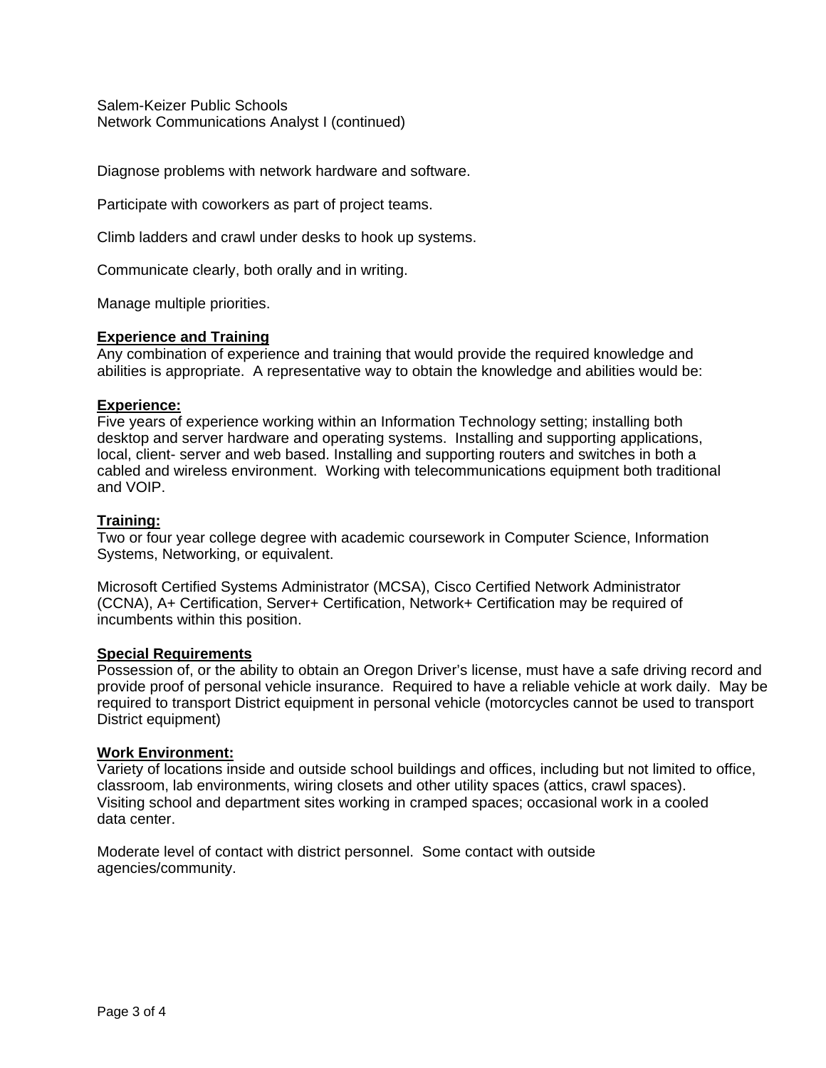Diagnose problems with network hardware and software.

Participate with coworkers as part of project teams.

Climb ladders and crawl under desks to hook up systems.

Communicate clearly, both orally and in writing.

Manage multiple priorities.

**Experience and Training**

Any combination of experience and training that would provide the required knowledge and abilities is appropriate. A representative way to obtain the knowledge and abilities would be:

**Experience:**

Five years of experience working within an Information Technology setting; installing both desktop and server hardware and operating systems. Installing and supporting applications, local, client- server and web based. Installing and supporting routers and switches in both a cabled and wireless environment. Working with telecommunications equipment both traditional and VOIP.

**Training:**

Two or four year college degree with academic coursework in Computer Science, Information Systems, Networking, or equivalent.

Microsoft Certified Systems Administrator (MCSA), Cisco Certified Network Administrator (CCNA), A+ Certification, Server+ Certification, Network+ Certification may be required of incumbents within this position.

**Special Requirements**

Possession of, or the ability to obtain an Oregon Driver's license, must have a safe driving record and provide proof of personal vehicle insurance. Required to have a reliable vehicle at work daily. May be required to transport District equipment in personal vehicle (motorcycles cannot be used to transport District equipment)

**Work Environment:**

Variety of locations inside and outside school buildings and offices, including but not limited to office, classroom, lab environments, wiring closets and other utility spaces (attics, crawl spaces). Visiting school and department sites working in cramped spaces; occasional work in a cooled data center.

Moderate level of contact with district personnel. Some contact with outside agencies/community.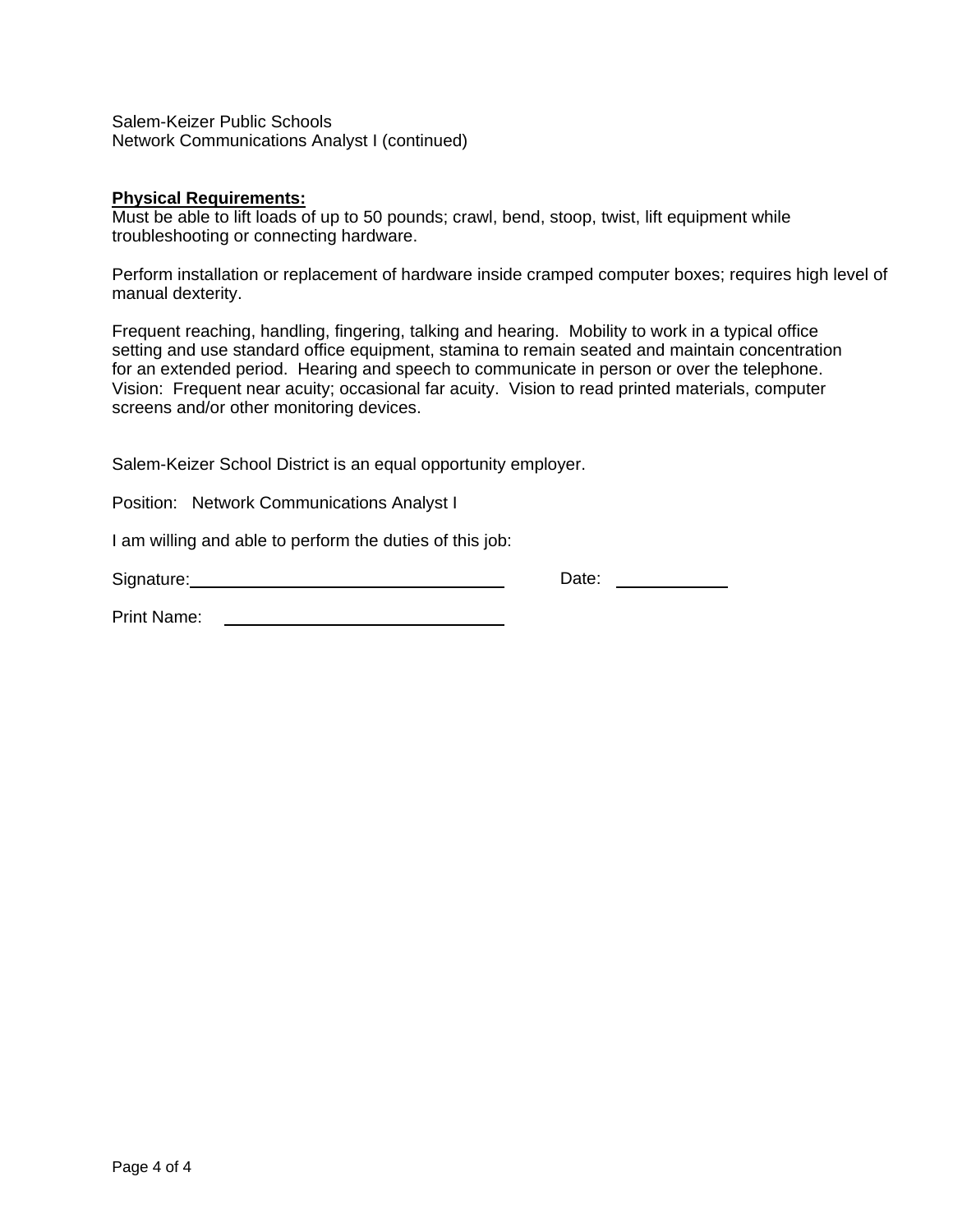**Physical Requirements:**

Must be able to lift loads of up to 50 pounds; crawl, bend, stoop, twist, lift equipment while troubleshooting or connecting hardware.

Perform installation or replacement of hardware inside cramped computer boxes; requires high level of manual dexterity.

Frequent reaching, handling, fingering, talking and hearing. Mobility to work in a typical office setting and use standard office equipment, stamina to remain seated and maintain concentration for an extended period. Hearing and speech to communicate in person or over the telephone. Vision: Frequent near acuity; occasional far acuity. Vision to read printed materials, computer screens and/or other monitoring devices.

Salem-Keizer School District is an equal opportunity employer.

Position: Network Communications Analyst I

I am willing and able to perform the duties of this job:

Signature:\_\_\_\_\_\_\_\_\_\_\_\_\_\_\_\_\_\_\_\_\_\_\_\_\_\_\_\_\_\_ Date: \_\_\_\_\_\_\_\_\_\_\_\_

Print Name: \_\_\_\_\_\_\_\_\_\_\_\_\_\_\_\_\_\_\_\_\_\_\_\_\_\_\_\_\_\_